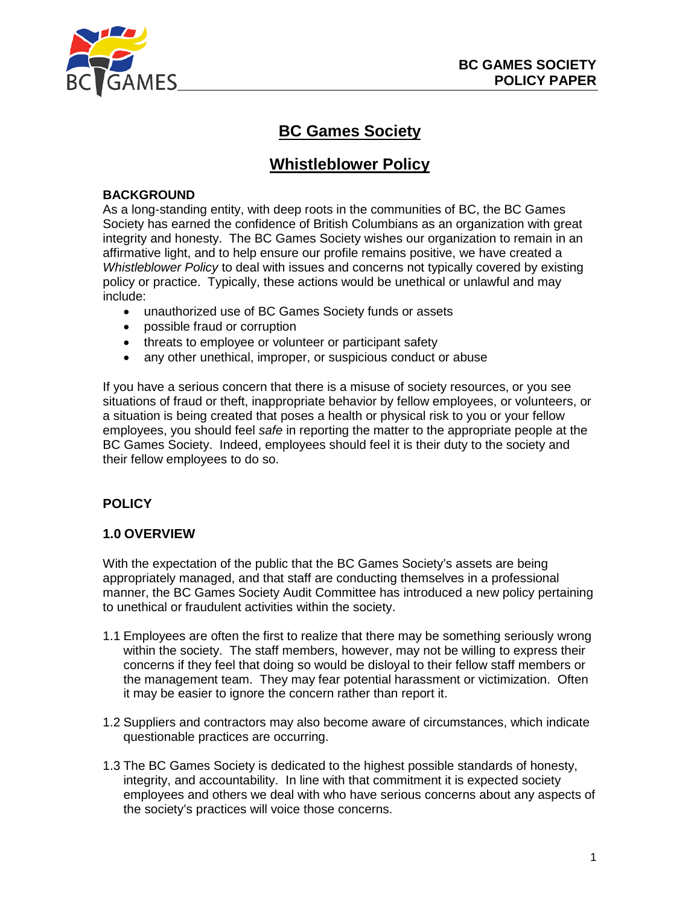# BC Games Society

# Whistleblower Policy

**BACKGROUND**

As a long-standing entity, with deep roots in the communities of BC, the BC Games Society has earned the confidence of British Columbians as an organization with great integrity and honesty. The BC Games Society wishes our organization to remain in an affirmative light, and to help ensure our profile remains positive, we have created a *Whistleblower Policy* to deal with issues and concerns not typically covered by existing policy or practice. Typically, these actions would be unethical or unlawful and may include:

- unauthorized use of BC Games Society funds or assets
- possible fraud or corruption
- threats to employee or volunteer or participant safety
- any other unethical, improper, or suspicious conduct or abuse

If you have a serious concern that there is a misuse of society resources, or you see situations of fraud or theft, inappropriate behavior by fellow employees, or volunteers, or a situation is being created that poses a health or physical risk to you or your fellow employees, you should feel *safe* in reporting the matter to the appropriate people at the BC Games Society. Indeed, employees should feel it is their duty to the society and their fellow employees to do so.

## POLICY

### 1.0 OVERVIEW

With the expectation of the public that the BC Games Society's assets are being appropriately managed, and that staff are conducting themselves in a professional manner, the BC Games Society Audit Committee has introduced a new policy pertaining to unethical or fraudulent activities within the society.

1.1 Employees are often the first to realize that there may be something seriously wrong within the society. The staff members, however, may not be willing to express their concerns if they feel that doing so would be disloyal to their fellow staff members or the management team. They may fear potential harassment or victimization. Often it may be easier to ignore the concern rather than report it.

1.2 Suppliers and contractors may also become aware of circumstances, which indicate questionable practices are occurring.

1.3 The BC Games Society is dedicated to the highest possible standards of honesty, integrity, and accountability. In line with that commitment it is expected society employees and others we deal with who have serious concerns about any aspects of the society's practices will voice those concerns.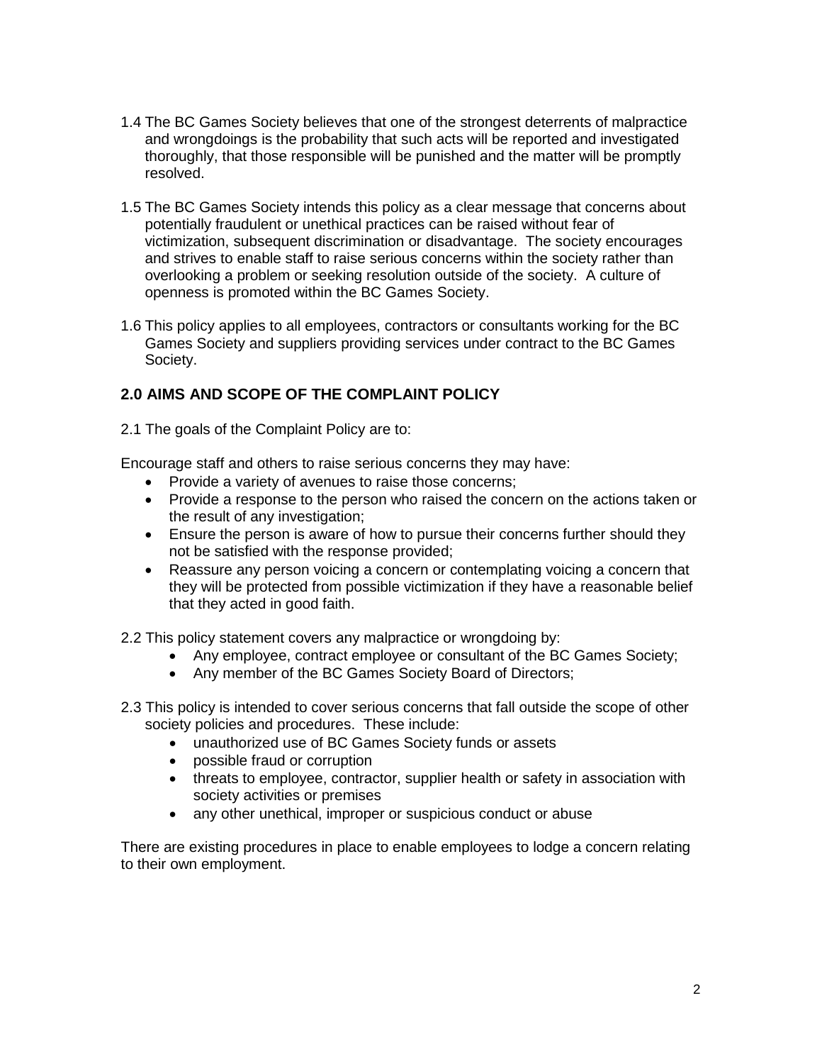1.4 The BC Games Society believes that one of the strongest deterrents of malpractice and wrongdoings is the probability that such acts will be reported and investigated thoroughly, that those responsible will be punished and the matter will be promptly resolved.

1.5 The BC Games Society intends this policy as a clear message that concerns about potentially fraudulent or unethical practices can be raised without fear of victimization, subsequent discrimination or disadvantage. The society encourages and strives to enable staff to raise serious concerns within the society rather than overlooking a problem or seeking resolution outside of the society. A culture of openness is promoted within the BC Games Society.

1.6 This policy applies to all employees, contractors or consultants working for the BC Games Society and suppliers providing services under contract to the BC Games Society.

## 2.0 AIMS AND SCOPE OF THE COMPLAINT POLICY

2.1 The goals of the Complaint Policy are to:

Encourage staff and others to raise serious concerns they may have:

- Provide a variety of avenues to raise those concerns;
- Provide a response to the person who raised the concern on the actions taken or the result of any investigation;
- Ensure the person is aware of how to pursue their concerns further should they not be satisfied with the response provided;
- Reassure any person voicing a concern or contemplating voicing a concern that they will be protected from possible victimization if they have a reasonable belief that they acted in good faith.

2.2 This policy statement covers any malpractice or wrongdoing by:

- Any employee, contract employee or consultant of the BC Games Society;
- Any member of the BC Games Society Board of Directors;

2.3 This policy is intended to cover serious concerns that fall outside the scope of other society policies and procedures. These include:

- unauthorized use of BC Games Society funds or assets
- possible fraud or corruption
- threats to employee, contractor, supplier health or safety in association with society activities or premises
- any other unethical, improper or suspicious conduct or abuse

There are existing procedures in place to enable employees to lodge a concern relating to their own employment.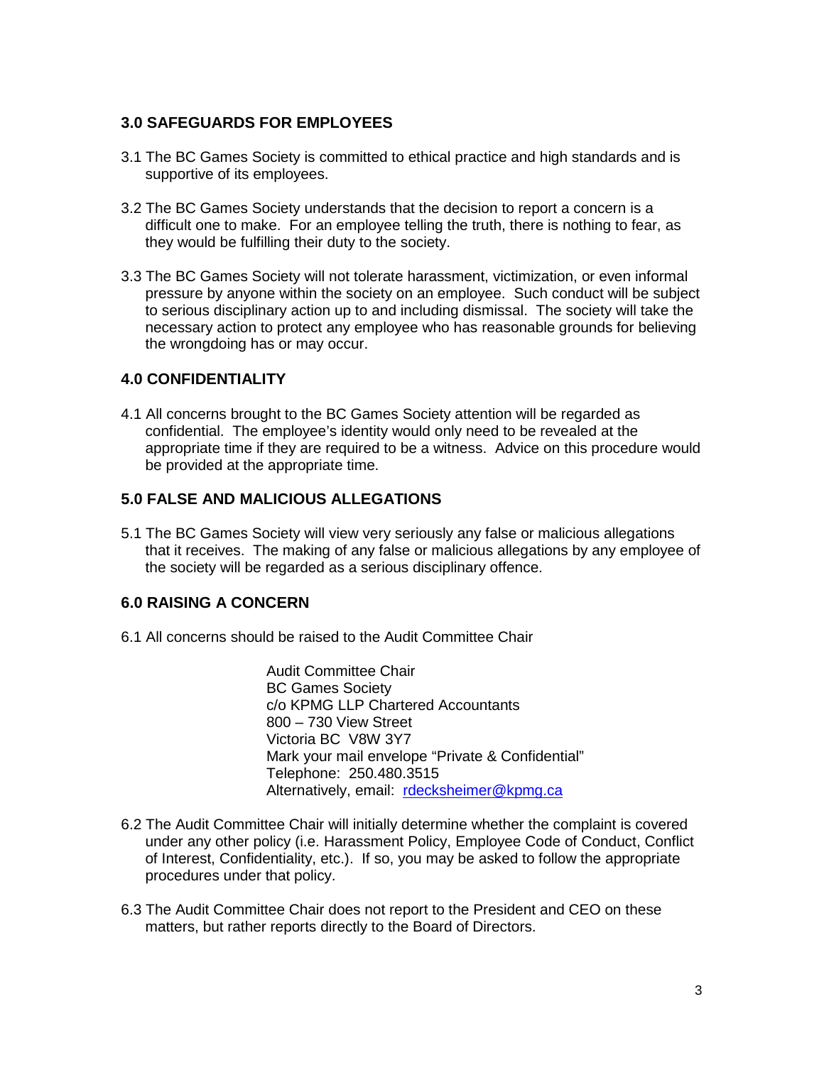## 3.0 SAFEGUARDS FOR EMPLOYEES

3.1 The BC Games Society is committed to ethical practice and high standards and is supportive of its employees.

3.2 The BC Games Society understands that the decision to report a concern is a difficult one to make. For an employee telling the truth, there is nothing to fear, as they would be fulfilling their duty to the society.

3.3 The BC Games Society will not tolerate harassment, victimization, or even informal pressure by anyone within the society on an employee. Such conduct will be subject to serious disciplinary action up to and including dismissal. The society will take the necessary action to protect any employee who has reasonable grounds for believing the wrongdoing has or may occur.

## 4.0 CONFIDENTIALITY

4.1 All concerns brought to the BC Games Society attention will be regarded as confidential. The employee's identity would only need to be revealed at the appropriate time if they are required to be a witness. Advice on this procedure would be provided at the appropriate time.

## 5.0 FALSE AND MALICIOUS ALLEGATIONS

5.1 The BC Games Society will view very seriously any false or malicious allegations that it receives. The making of any false or malicious allegations by any employee of the society will be regarded as a serious disciplinary offence.

## 6.0 RAISING A CONCERN

6.1 All concerns should be raised to the Audit Committee Chair

> Audit Committee Chair
> BC Games Society
> c/o KPMG LLP Chartered Accountants
> 800 – 730 View Street
> Victoria BC V8W 3Y7
> Mark your mail envelope "Private & Confidential"
> Telephone: 250.480.3515
> Alternatively, email: rdecksheimer@kpmg.ca

6.2 The Audit Committee Chair will initially determine whether the complaint is covered under any other policy (i.e. Harassment Policy, Employee Code of Conduct, Conflict of Interest, Confidentiality, etc.). If so, you may be asked to follow the appropriate procedures under that policy.

6.3 The Audit Committee Chair does not report to the President and CEO on these matters, but rather reports directly to the Board of Directors.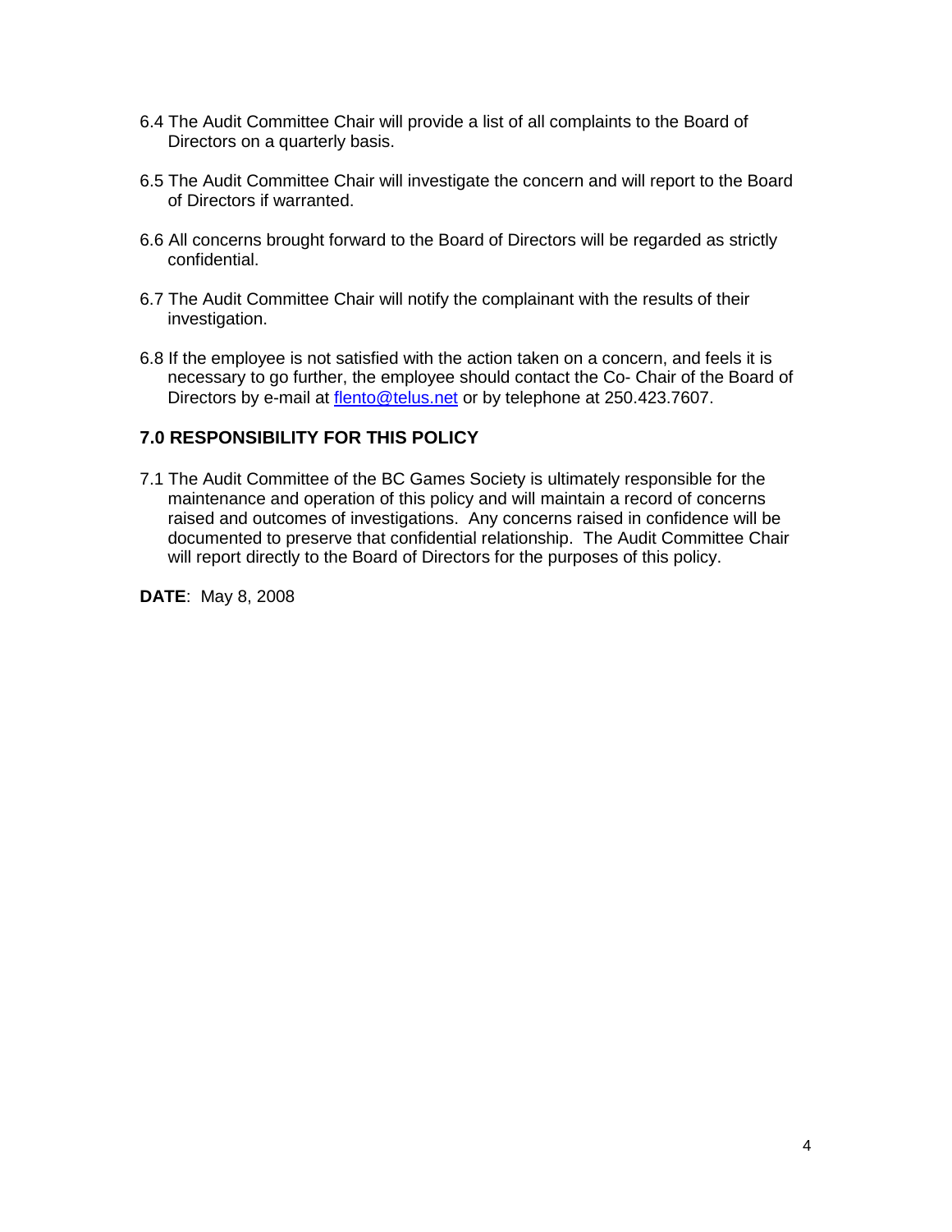6.4 The Audit Committee Chair will provide a list of all complaints to the Board of Directors on a quarterly basis.

6.5 The Audit Committee Chair will investigate the concern and will report to the Board of Directors if warranted.

6.6 All concerns brought forward to the Board of Directors will be regarded as strictly confidential.

6.7 The Audit Committee Chair will notify the complainant with the results of their investigation.

6.8 If the employee is not satisfied with the action taken on a concern, and feels it is necessary to go further, the employee should contact the Co- Chair of the Board of Directors by e-mail at flento@telus.net or by telephone at 250.423.7607.

## 7.0 RESPONSIBILITY FOR THIS POLICY

7.1 The Audit Committee of the BC Games Society is ultimately responsible for the maintenance and operation of this policy and will maintain a record of concerns raised and outcomes of investigations. Any concerns raised in confidence will be documented to preserve that confidential relationship. The Audit Committee Chair will report directly to the Board of Directors for the purposes of this policy.

**DATE**: May 8, 2008